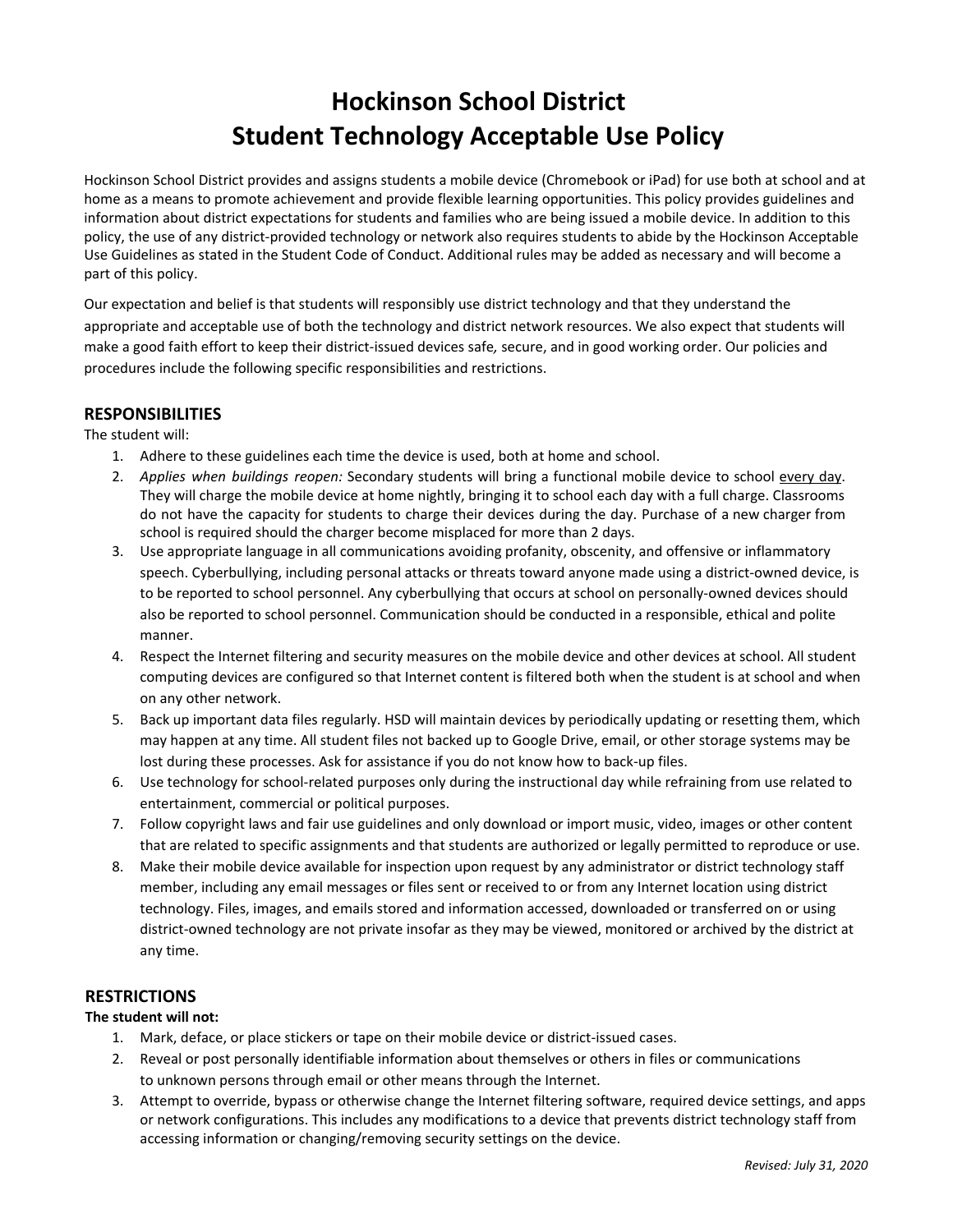# Hockinson School District
# Student Technology Acceptable Use Policy

Hockinson School District provides and assigns students a mobile device (Chromebook or iPad) for use both at school and at home as a means to promote achievement and provide flexible learning opportunities. This policy provides guidelines and information about district expectations for students and families who are being issued a mobile device. In addition to this policy, the use of any district-provided technology or network also requires students to abide by the Hockinson Acceptable Use Guidelines as stated in the Student Code of Conduct. Additional rules may be added as necessary and will become a part of this policy.

Our expectation and belief is that students will responsibly use district technology and that they understand the appropriate and acceptable use of both the technology and district network resources. We also expect that students will make a good faith effort to keep their district-issued devices safe, secure, and in good working order. Our policies and procedures include the following specific responsibilities and restrictions.

## RESPONSIBILITIES

The student will:

1. Adhere to these guidelines each time the device is used, both at home and school.
2. *Applies when buildings reopen:* Secondary students will bring a functional mobile device to school <u>every day</u>. They will charge the mobile device at home nightly, bringing it to school each day with a full charge. Classrooms do not have the capacity for students to charge their devices during the day. Purchase of a new charger from school is required should the charger become misplaced for more than 2 days.
3. Use appropriate language in all communications avoiding profanity, obscenity, and offensive or inflammatory speech. Cyberbullying, including personal attacks or threats toward anyone made using a district-owned device, is to be reported to school personnel. Any cyberbullying that occurs at school on personally-owned devices should also be reported to school personnel. Communication should be conducted in a responsible, ethical and polite manner.
4. Respect the Internet filtering and security measures on the mobile device and other devices at school. All student computing devices are configured so that Internet content is filtered both when the student is at school and when on any other network.
5. Back up important data files regularly. HSD will maintain devices by periodically updating or resetting them, which may happen at any time. All student files not backed up to Google Drive, email, or other storage systems may be lost during these processes. Ask for assistance if you do not know how to back-up files.
6. Use technology for school-related purposes only during the instructional day while refraining from use related to entertainment, commercial or political purposes.
7. Follow copyright laws and fair use guidelines and only download or import music, video, images or other content that are related to specific assignments and that students are authorized or legally permitted to reproduce or use.
8. Make their mobile device available for inspection upon request by any administrator or district technology staff member, including any email messages or files sent or received to or from any Internet location using district technology. Files, images, and emails stored and information accessed, downloaded or transferred on or using district-owned technology are not private insofar as they may be viewed, monitored or archived by the district at any time.

## RESTRICTIONS

**The student will not:**

1. Mark, deface, or place stickers or tape on their mobile device or district-issued cases.
2. Reveal or post personally identifiable information about themselves or others in files or communications to unknown persons through email or other means through the Internet.
3. Attempt to override, bypass or otherwise change the Internet filtering software, required device settings, and apps or network configurations. This includes any modifications to a device that prevents district technology staff from accessing information or changing/removing security settings on the device.

*Revised: July 31, 2020*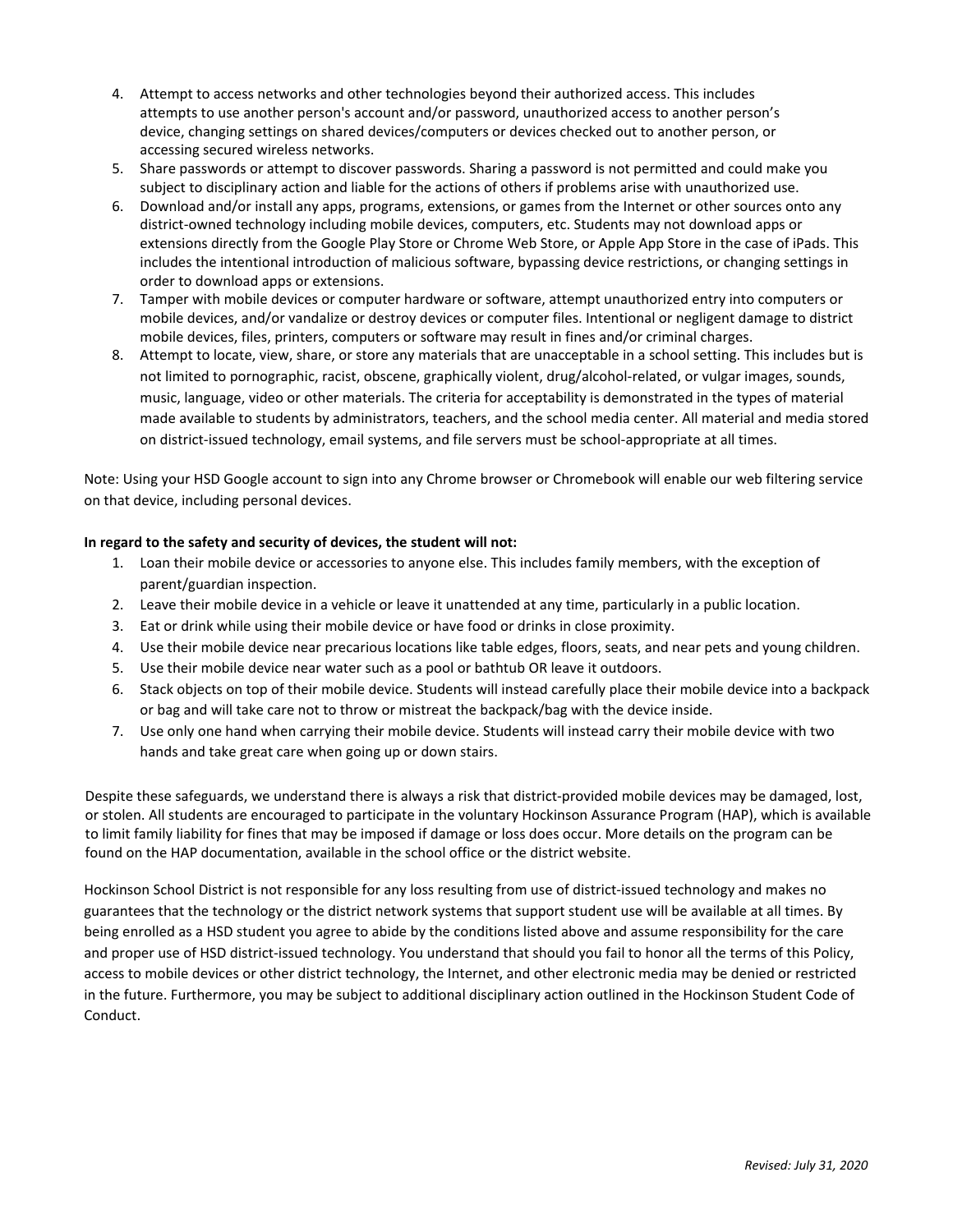4. Attempt to access networks and other technologies beyond their authorized access. This includes attempts to use another person's account and/or password, unauthorized access to another person's device, changing settings on shared devices/computers or devices checked out to another person, or accessing secured wireless networks.
5. Share passwords or attempt to discover passwords. Sharing a password is not permitted and could make you subject to disciplinary action and liable for the actions of others if problems arise with unauthorized use.
6. Download and/or install any apps, programs, extensions, or games from the Internet or other sources onto any district-owned technology including mobile devices, computers, etc. Students may not download apps or extensions directly from the Google Play Store or Chrome Web Store, or Apple App Store in the case of iPads. This includes the intentional introduction of malicious software, bypassing device restrictions, or changing settings in order to download apps or extensions.
7. Tamper with mobile devices or computer hardware or software, attempt unauthorized entry into computers or mobile devices, and/or vandalize or destroy devices or computer files. Intentional or negligent damage to district mobile devices, files, printers, computers or software may result in fines and/or criminal charges.
8. Attempt to locate, view, share, or store any materials that are unacceptable in a school setting. This includes but is not limited to pornographic, racist, obscene, graphically violent, drug/alcohol-related, or vulgar images, sounds, music, language, video or other materials. The criteria for acceptability is demonstrated in the types of material made available to students by administrators, teachers, and the school media center. All material and media stored on district-issued technology, email systems, and file servers must be school-appropriate at all times.

Note: Using your HSD Google account to sign into any Chrome browser or Chromebook will enable our web filtering service on that device, including personal devices.

**In regard to the safety and security of devices, the student will not:**

1. Loan their mobile device or accessories to anyone else. This includes family members, with the exception of parent/guardian inspection.
2. Leave their mobile device in a vehicle or leave it unattended at any time, particularly in a public location.
3. Eat or drink while using their mobile device or have food or drinks in close proximity.
4. Use their mobile device near precarious locations like table edges, floors, seats, and near pets and young children.
5. Use their mobile device near water such as a pool or bathtub OR leave it outdoors.
6. Stack objects on top of their mobile device. Students will instead carefully place their mobile device into a backpack or bag and will take care not to throw or mistreat the backpack/bag with the device inside.
7. Use only one hand when carrying their mobile device. Students will instead carry their mobile device with two hands and take great care when going up or down stairs.

Despite these safeguards, we understand there is always a risk that district-provided mobile devices may be damaged, lost, or stolen. All students are encouraged to participate in the voluntary Hockinson Assurance Program (HAP), which is available to limit family liability for fines that may be imposed if damage or loss does occur. More details on the program can be found on the HAP documentation, available in the school office or the district website.

Hockinson School District is not responsible for any loss resulting from use of district-issued technology and makes no guarantees that the technology or the district network systems that support student use will be available at all times. By being enrolled as a HSD student you agree to abide by the conditions listed above and assume responsibility for the care and proper use of HSD district-issued technology. You understand that should you fail to honor all the terms of this Policy, access to mobile devices or other district technology, the Internet, and other electronic media may be denied or restricted in the future. Furthermore, you may be subject to additional disciplinary action outlined in the Hockinson Student Code of Conduct.

*Revised: July 31, 2020*